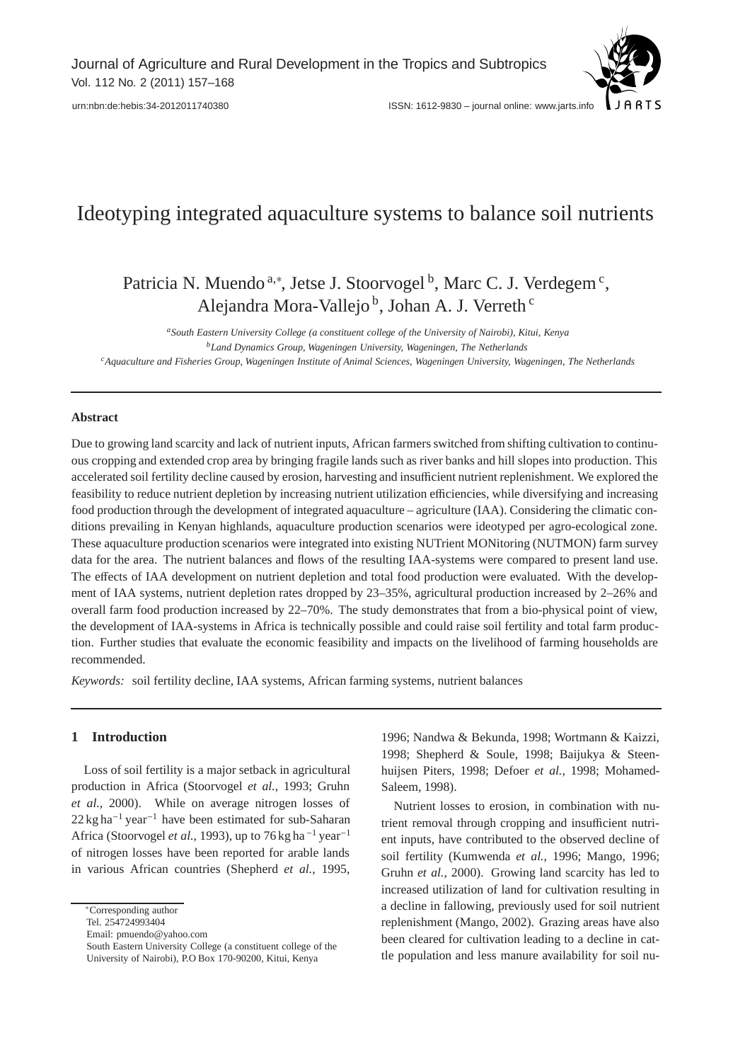# Ideotyping integrated aquaculture systems to balance soil nutrients

Patricia N. Muendo[a,*], Jetse J. Stoorvogel[b], Marc C. J. Verdegem[c], Alejandra Mora-Vallejo[b], Johan A. J. Verreth[c]

[a]*South Eastern University College (a constituent college of the University of Nairobi), Kitui, Kenya*
[b]*Land Dynamics Group, Wageningen University, Wageningen, The Netherlands*
[c]*Aquaculture and Fisheries Group, Wageningen Institute of Animal Sciences, Wageningen University, Wageningen, The Netherlands*

## Abstract

Due to growing land scarcity and lack of nutrient inputs, African farmers switched from shifting cultivation to continuous cropping and extended crop area by bringing fragile lands such as river banks and hill slopes into production. This accelerated soil fertility decline caused by erosion, harvesting and insufficient nutrient replenishment. We explored the feasibility to reduce nutrient depletion by increasing nutrient utilization efficiencies, while diversifying and increasing food production through the development of integrated aquaculture – agriculture (IAA). Considering the climatic conditions prevailing in Kenyan highlands, aquaculture production scenarios were ideotyped per agro-ecological zone. These aquaculture production scenarios were integrated into existing NUTrient MONitoring (NUTMON) farm survey data for the area. The nutrient balances and flows of the resulting IAA-systems were compared to present land use. The effects of IAA development on nutrient depletion and total food production were evaluated. With the development of IAA systems, nutrient depletion rates dropped by 23–35%, agricultural production increased by 2–26% and overall farm food production increased by 22–70%. The study demonstrates that from a bio-physical point of view, the development of IAA-systems in Africa is technically possible and could raise soil fertility and total farm production. Further studies that evaluate the economic feasibility and impacts on the livelihood of farming households are recommended.

*Keywords:* soil fertility decline, IAA systems, African farming systems, nutrient balances

## 1 Introduction

Loss of soil fertility is a major setback in agricultural production in Africa (Stoorvogel *et al.*, 1993; Gruhn *et al.*, 2000). While on average nitrogen losses of 22 kg ha$^{-1}$ year$^{-1}$ have been estimated for sub-Saharan Africa (Stoorvogel *et al.*, 1993), up to 76 kg ha$^{-1}$ year$^{-1}$ of nitrogen losses have been reported for arable lands in various African countries (Shepherd *et al.*, 1995, 1996; Nandwa & Bekunda, 1998; Wortmann & Kaizzi, 1998; Shepherd & Soule, 1998; Baijukya & Steenhuijsen Piters, 1998; Defoer *et al.*, 1998; Mohamed-Saleem, 1998).

Nutrient losses to erosion, in combination with nutrient removal through cropping and insufficient nutrient inputs, have contributed to the observed decline of soil fertility (Kumwenda *et al.*, 1996; Mango, 1996; Gruhn *et al.*, 2000). Growing land scarcity has led to increased utilization of land for cultivation resulting in a decline in fallowing, previously used for soil nutrient replenishment (Mango, 2002). Grazing areas have also been cleared for cultivation leading to a decline in cattle population and less manure availability for soil nu-

*Corresponding author
Tel. 254724993404
Email: pmuendo@yahoo.com
South Eastern University College (a constituent college of the University of Nairobi), P.O Box 170-90200, Kitui, Kenya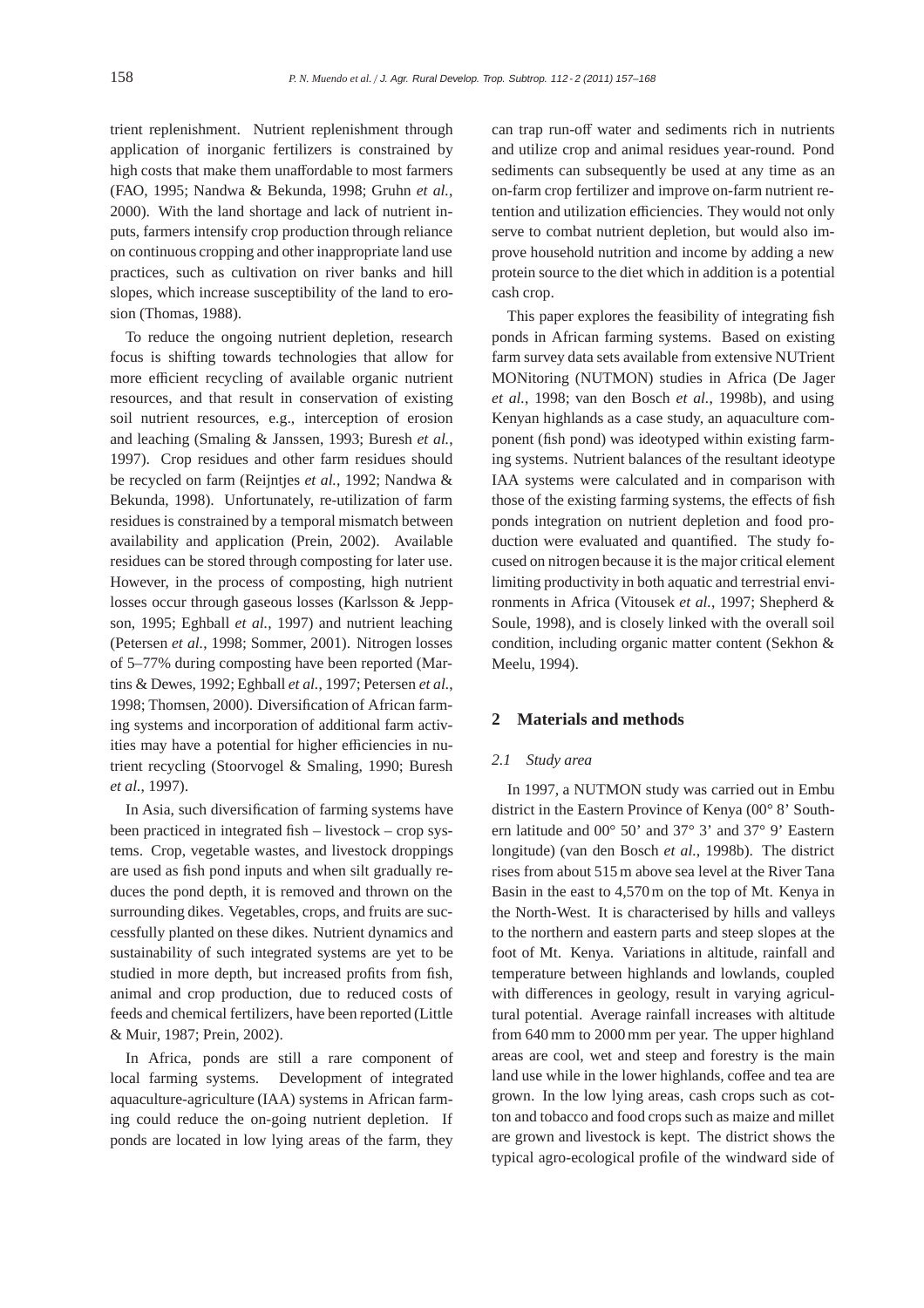trient replenishment. Nutrient replenishment through application of inorganic fertilizers is constrained by high costs that make them unaffordable to most farmers (FAO, 1995; Nandwa & Bekunda, 1998; Gruhn *et al.*, 2000). With the land shortage and lack of nutrient inputs, farmers intensify crop production through reliance on continuous cropping and other inappropriate land use practices, such as cultivation on river banks and hill slopes, which increase susceptibility of the land to erosion (Thomas, 1988).

To reduce the ongoing nutrient depletion, research focus is shifting towards technologies that allow for more efficient recycling of available organic nutrient resources, and that result in conservation of existing soil nutrient resources, e.g., interception of erosion and leaching (Smaling & Janssen, 1993; Buresh *et al.*, 1997). Crop residues and other farm residues should be recycled on farm (Reijntjes *et al.*, 1992; Nandwa & Bekunda, 1998). Unfortunately, re-utilization of farm residues is constrained by a temporal mismatch between availability and application (Prein, 2002). Available residues can be stored through composting for later use. However, in the process of composting, high nutrient losses occur through gaseous losses (Karlsson & Jeppson, 1995; Eghball *et al.*, 1997) and nutrient leaching (Petersen *et al.*, 1998; Sommer, 2001). Nitrogen losses of 5–77% during composting have been reported (Martins & Dewes, 1992; Eghball *et al.*, 1997; Petersen *et al.*, 1998; Thomsen, 2000). Diversification of African farming systems and incorporation of additional farm activities may have a potential for higher efficiencies in nutrient recycling (Stoorvogel & Smaling, 1990; Buresh *et al.*, 1997).

In Asia, such diversification of farming systems have been practiced in integrated fish – livestock – crop systems. Crop, vegetable wastes, and livestock droppings are used as fish pond inputs and when silt gradually reduces the pond depth, it is removed and thrown on the surrounding dikes. Vegetables, crops, and fruits are successfully planted on these dikes. Nutrient dynamics and sustainability of such integrated systems are yet to be studied in more depth, but increased profits from fish, animal and crop production, due to reduced costs of feeds and chemical fertilizers, have been reported (Little & Muir, 1987; Prein, 2002).

In Africa, ponds are still a rare component of local farming systems. Development of integrated aquaculture-agriculture (IAA) systems in African farming could reduce the on-going nutrient depletion. If ponds are located in low lying areas of the farm, they can trap run-off water and sediments rich in nutrients and utilize crop and animal residues year-round. Pond sediments can subsequently be used at any time as an on-farm crop fertilizer and improve on-farm nutrient retention and utilization efficiencies. They would not only serve to combat nutrient depletion, but would also improve household nutrition and income by adding a new protein source to the diet which in addition is a potential cash crop.

This paper explores the feasibility of integrating fish ponds in African farming systems. Based on existing farm survey data sets available from extensive NUTrient MONitoring (NUTMON) studies in Africa (De Jager *et al.*, 1998; van den Bosch *et al.*, 1998b), and using Kenyan highlands as a case study, an aquaculture component (fish pond) was ideotyped within existing farming systems. Nutrient balances of the resultant ideotype IAA systems were calculated and in comparison with those of the existing farming systems, the effects of fish ponds integration on nutrient depletion and food production were evaluated and quantified. The study focused on nitrogen because it is the major critical element limiting productivity in both aquatic and terrestrial environments in Africa (Vitousek *et al.*, 1997; Shepherd & Soule, 1998), and is closely linked with the overall soil condition, including organic matter content (Sekhon & Meelu, 1994).

## 2 Materials and methods

### *2.1 Study area*

In 1997, a NUTMON study was carried out in Embu district in the Eastern Province of Kenya (00° 8' Southern latitude and 00° 50' and 37° 3' and 37° 9' Eastern longitude) (van den Bosch *et al.*, 1998b). The district rises from about 515 m above sea level at the River Tana Basin in the east to 4,570 m on the top of Mt. Kenya in the North-West. It is characterised by hills and valleys to the northern and eastern parts and steep slopes at the foot of Mt. Kenya. Variations in altitude, rainfall and temperature between highlands and lowlands, coupled with differences in geology, result in varying agricultural potential. Average rainfall increases with altitude from 640 mm to 2000 mm per year. The upper highland areas are cool, wet and steep and forestry is the main land use while in the lower highlands, coffee and tea are grown. In the low lying areas, cash crops such as cotton and tobacco and food crops such as maize and millet are grown and livestock is kept. The district shows the typical agro-ecological profile of the windward side of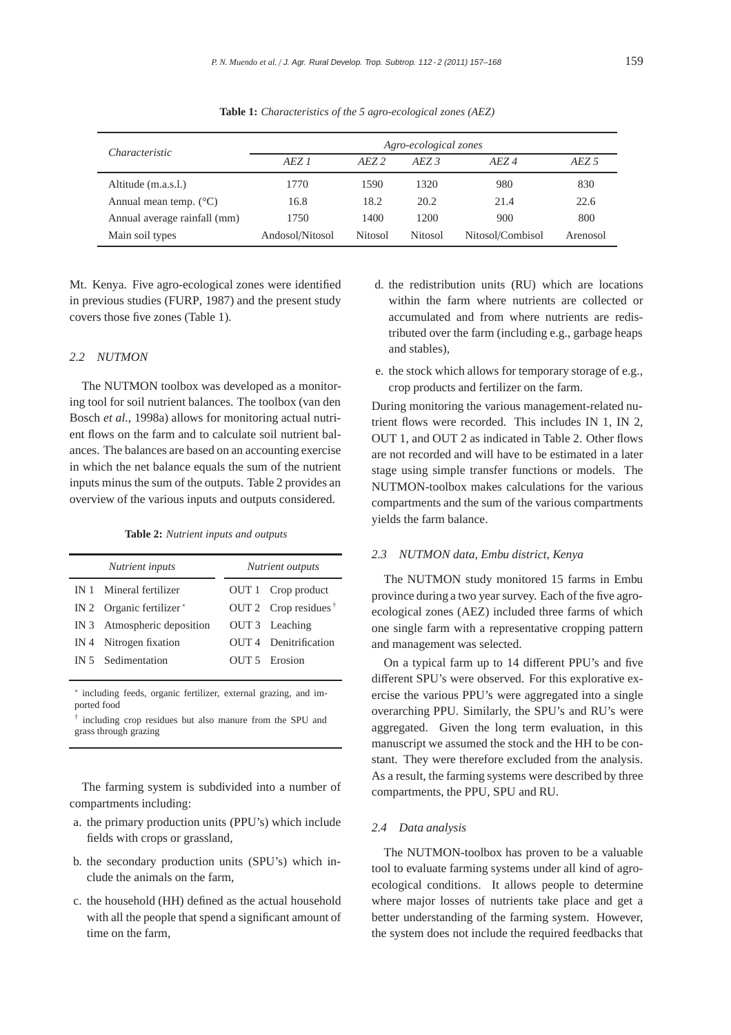**Table 1:** *Characteristics of the 5 agro-ecological zones (AEZ)*

| *Characteristic* | *Agro-ecological zones* | | | | |
|---|---|---|---|---|---|
| | *AEZ 1* | *AEZ 2* | *AEZ 3* | *AEZ 4* | *AEZ 5* |
| Altitude (m.a.s.l.) | 1770 | 1590 | 1320 | 980 | 830 |
| Annual mean temp. (°C) | 16.8 | 18.2 | 20.2 | 21.4 | 22.6 |
| Annual average rainfall (mm) | 1750 | 1400 | 1200 | 900 | 800 |
| Main soil types | Andosol/Nitosol | Nitosol | Nitosol | Nitosol/Combisol | Arenosol |

Mt. Kenya. Five agro-ecological zones were identified in previous studies (FURP, 1987) and the present study covers those five zones (Table 1).

### 2.2 NUTMON

The NUTMON toolbox was developed as a monitoring tool for soil nutrient balances. The toolbox (van den Bosch *et al.*, 1998a) allows for monitoring actual nutrient flows on the farm and to calculate soil nutrient balances. The balances are based on an accounting exercise in which the net balance equals the sum of the nutrient inputs minus the sum of the outputs. Table 2 provides an overview of the various inputs and outputs considered.

**Table 2:** *Nutrient inputs and outputs*

| *Nutrient inputs* | *Nutrient outputs* |
|---|---|
| IN 1 Mineral fertilizer | OUT 1 Crop product |
| IN 2 Organic fertilizer * | OUT 2 Crop residues † |
| IN 3 Atmospheric deposition | OUT 3 Leaching |
| IN 4 Nitrogen fixation | OUT 4 Denitrification |
| IN 5 Sedimentation | OUT 5 Erosion |

* including feeds, organic fertilizer, external grazing, and imported food

† including crop residues but also manure from the SPU and grass through grazing

The farming system is subdivided into a number of compartments including:

a. the primary production units (PPU's) which include fields with crops or grassland,

b. the secondary production units (SPU's) which include the animals on the farm,

c. the household (HH) defined as the actual household with all the people that spend a significant amount of time on the farm,

d. the redistribution units (RU) which are locations within the farm where nutrients are collected or accumulated and from where nutrients are redistributed over the farm (including e.g., garbage heaps and stables),

e. the stock which allows for temporary storage of e.g., crop products and fertilizer on the farm.

During monitoring the various management-related nutrient flows were recorded. This includes IN 1, IN 2, OUT 1, and OUT 2 as indicated in Table 2. Other flows are not recorded and will have to be estimated in a later stage using simple transfer functions or models. The NUTMON-toolbox makes calculations for the various compartments and the sum of the various compartments yields the farm balance.

### 2.3 NUTMON data, Embu district, Kenya

The NUTMON study monitored 15 farms in Embu province during a two year survey. Each of the five agro-ecological zones (AEZ) included three farms of which one single farm with a representative cropping pattern and management was selected.

On a typical farm up to 14 different PPU's and five different SPU's were observed. For this explorative exercise the various PPU's were aggregated into a single overarching PPU. Similarly, the SPU's and RU's were aggregated. Given the long term evaluation, in this manuscript we assumed the stock and the HH to be constant. They were therefore excluded from the analysis. As a result, the farming systems were described by three compartments, the PPU, SPU and RU.

### 2.4 Data analysis

The NUTMON-toolbox has proven to be a valuable tool to evaluate farming systems under all kind of agro-ecological conditions. It allows people to determine where major losses of nutrients take place and get a better understanding of the farming system. However, the system does not include the required feedbacks that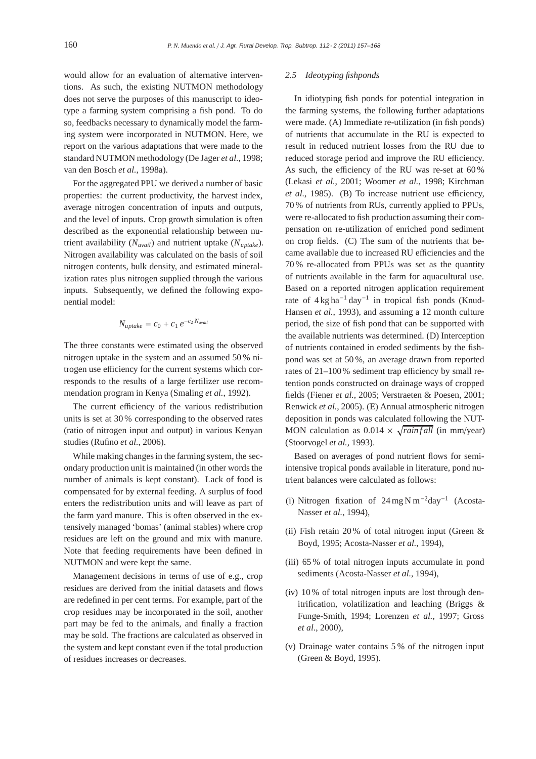would allow for an evaluation of alternative interventions. As such, the existing NUTMON methodology does not serve the purposes of this manuscript to ideotype a farming system comprising a fish pond. To do so, feedbacks necessary to dynamically model the farming system were incorporated in NUTMON. Here, we report on the various adaptations that were made to the standard NUTMON methodology (De Jager *et al.*, 1998; van den Bosch *et al.*, 1998a).

For the aggregated PPU we derived a number of basic properties: the current productivity, the harvest index, average nitrogen concentration of inputs and outputs, and the level of inputs. Crop growth simulation is often described as the exponential relationship between nutrient availability ($N_{avail}$) and nutrient uptake ($N_{uptake}$). Nitrogen availability was calculated on the basis of soil nitrogen contents, bulk density, and estimated mineralization rates plus nitrogen supplied through the various inputs. Subsequently, we defined the following exponential model:

$$N_{uptake} = c_0 + c_1\, e^{-c_2\, N_{avail}}$$

The three constants were estimated using the observed nitrogen uptake in the system and an assumed 50 % nitrogen use efficiency for the current systems which corresponds to the results of a large fertilizer use recommendation program in Kenya (Smaling *et al.*, 1992).

The current efficiency of the various redistribution units is set at 30 % corresponding to the observed rates (ratio of nitrogen input and output) in various Kenyan studies (Rufino *et al.*, 2006).

While making changes in the farming system, the secondary production unit is maintained (in other words the number of animals is kept constant). Lack of food is compensated for by external feeding. A surplus of food enters the redistribution units and will leave as part of the farm yard manure. This is often observed in the extensively managed 'bomas' (animal stables) where crop residues are left on the ground and mix with manure. Note that feeding requirements have been defined in NUTMON and were kept the same.

Management decisions in terms of use of e.g., crop residues are derived from the initial datasets and flows are redefined in per cent terms. For example, part of the crop residues may be incorporated in the soil, another part may be fed to the animals, and finally a fraction may be sold. The fractions are calculated as observed in the system and kept constant even if the total production of residues increases or decreases.

### 2.5 *Ideotyping fishponds*

In idiotyping fish ponds for potential integration in the farming systems, the following further adaptations were made. (A) Immediate re-utilization (in fish ponds) of nutrients that accumulate in the RU is expected to result in reduced nutrient losses from the RU due to reduced storage period and improve the RU efficiency. As such, the efficiency of the RU was re-set at 60 % (Lekasi *et al.*, 2001; Woomer *et al.*, 1998; Kirchman *et al.*, 1985). (B) To increase nutrient use efficiency, 70 % of nutrients from RUs, currently applied to PPUs, were re-allocated to fish production assuming their compensation on re-utilization of enriched pond sediment on crop fields. (C) The sum of the nutrients that became available due to increased RU efficiencies and the 70 % re-allocated from PPUs was set as the quantity of nutrients available in the farm for aquacultural use. Based on a reported nitrogen application requirement rate of $4\,\text{kg ha}^{-1}\,\text{day}^{-1}$ in tropical fish ponds (Knud-Hansen *et al.*, 1993), and assuming a 12 month culture period, the size of fish pond that can be supported with the available nutrients was determined. (D) Interception of nutrients contained in eroded sediments by the fishpond was set at 50 %, an average drawn from reported rates of 21–100 % sediment trap efficiency by small retention ponds constructed on drainage ways of cropped fields (Fiener *et al.*, 2005; Verstraeten & Poesen, 2001; Renwick *et al.*, 2005). (E) Annual atmospheric nitrogen deposition in ponds was calculated following the NUTMON calculation as $0.014 \times \sqrt{rainfall}$ (in mm/year) (Stoorvogel *et al.*, 1993).

Based on averages of pond nutrient flows for semi-intensive tropical ponds available in literature, pond nutrient balances were calculated as follows:

(i) Nitrogen fixation of $24\,\text{mg N m}^{-2}\text{day}^{-1}$ (Acosta-Nasser *et al.*, 1994),

(ii) Fish retain 20 % of total nitrogen input (Green & Boyd, 1995; Acosta-Nasser *et al.*, 1994),

(iii) 65 % of total nitrogen inputs accumulate in pond sediments (Acosta-Nasser *et al.*, 1994),

(iv) 10 % of total nitrogen inputs are lost through denitrification, volatilization and leaching (Briggs & Funge-Smith, 1994; Lorenzen *et al.*, 1997; Gross *et al.*, 2000),

(v) Drainage water contains 5 % of the nitrogen input (Green & Boyd, 1995).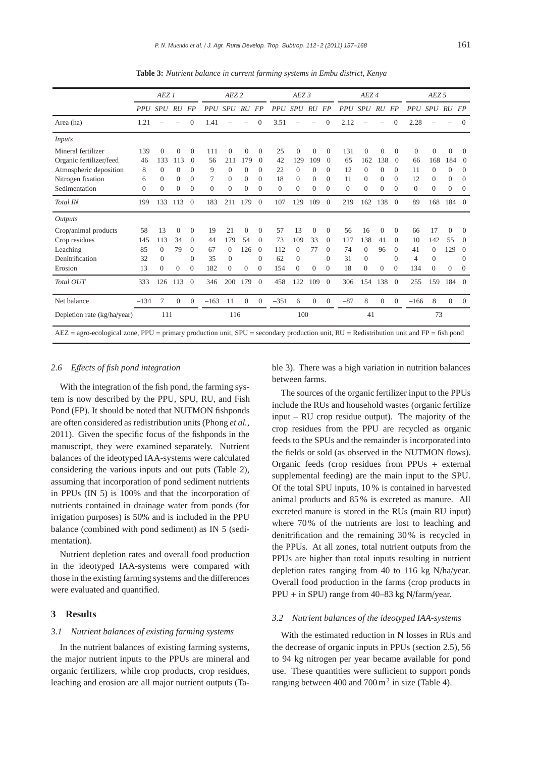**Table 3:** *Nutrient balance in current farming systems in Embu district, Kenya*

| | AEZ 1 | | | | AEZ 2 | | | | AEZ 3 | | | | AEZ 4 | | | | AEZ 5 | | | |
|---|---|---|---|---|---|---|---|---|---|---|---|---|---|---|---|---|---|---|---|---|
| | *PPU* | *SPU* | *RU* | *FP* | *PPU* | *SPU* | *RU* | *FP* | *PPU* | *SPU* | *RU* | *FP* | *PPU* | *SPU* | *RU* | *FP* | *PPU* | *SPU* | *RU* | *FP* |
| Area (ha) | 1.21 | – | – | 0 | 1.41 | – | – | 0 | 3.51 | – | – | 0 | 2.12 | – | – | 0 | 2.28 | – | – | 0 |
| *Inputs* | | | | | | | | | | | | | | | | | | | | |
| Mineral fertilizer | 139 | 0 | 0 | 0 | 111 | 0 | 0 | 0 | 25 | 0 | 0 | 0 | 131 | 0 | 0 | 0 | 0 | 0 | 0 | 0 |
| Organic fertilizer/feed | 46 | 133 | 113 | 0 | 56 | 211 | 179 | 0 | 42 | 129 | 109 | 0 | 65 | 162 | 138 | 0 | 66 | 168 | 184 | 0 |
| Atmospheric deposition | 8 | 0 | 0 | 0 | 9 | 0 | 0 | 0 | 22 | 0 | 0 | 0 | 12 | 0 | 0 | 0 | 11 | 0 | 0 | 0 |
| Nitrogen fixation | 6 | 0 | 0 | 0 | 7 | 0 | 0 | 0 | 18 | 0 | 0 | 0 | 11 | 0 | 0 | 0 | 12 | 0 | 0 | 0 |
| Sedimentation | 0 | 0 | 0 | 0 | 0 | 0 | 0 | 0 | 0 | 0 | 0 | 0 | 0 | 0 | 0 | 0 | 0 | 0 | 0 | 0 |
| *Total IN* | 199 | 133 | 113 | 0 | 183 | 211 | 179 | 0 | 107 | 129 | 109 | 0 | 219 | 162 | 138 | 0 | 89 | 168 | 184 | 0 |
| *Outputs* | | | | | | | | | | | | | | | | | | | | |
| Crop/animal products | 58 | 13 | 0 | 0 | 19 | 21 | 0 | 0 | 57 | 13 | 0 | 0 | 56 | 16 | 0 | 0 | 66 | 17 | 0 | 0 |
| Crop residues | 145 | 113 | 34 | 0 | 44 | 179 | 54 | 0 | 73 | 109 | 33 | 0 | 127 | 138 | 41 | 0 | 10 | 142 | 55 | 0 |
| Leaching | 85 | 0 | 79 | 0 | 67 | 0 | 126 | 0 | 112 | 0 | 77 | 0 | 74 | 0 | 96 | 0 | 41 | 0 | 129 | 0 |
| Denitrification | 32 | 0 | | 0 | 35 | 0 | | 0 | 62 | 0 | | 0 | 31 | 0 | | 0 | 4 | 0 | | 0 |
| Erosion | 13 | 0 | 0 | 0 | 182 | 0 | 0 | 0 | 154 | 0 | 0 | 0 | 18 | 0 | 0 | 0 | 134 | 0 | 0 | 0 |
| *Total OUT* | 333 | 126 | 113 | 0 | 346 | 200 | 179 | 0 | 458 | 122 | 109 | 0 | 306 | 154 | 138 | 0 | 255 | 159 | 184 | 0 |
| Net balance | −134 | 7 | 0 | 0 | −163 | 11 | 0 | 0 | −351 | 6 | 0 | 0 | −87 | 8 | 0 | 0 | −166 | 8 | 0 | 0 |
| Depletion rate (kg/ha/year) | | 111 | | | | 116 | | | | 100 | | | | 41 | | | | 73 | | |

AEZ = agro-ecological zone, PPU = primary production unit, SPU = secondary production unit, RU = Redistribution unit and FP = fish pond

### *2.6 Effects of fish pond integration*

With the integration of the fish pond, the farming system is now described by the PPU, SPU, RU, and Fish Pond (FP). It should be noted that NUTMON fishponds are often considered as redistribution units (Phong *et al.*, 2011). Given the specific focus of the fishponds in the manuscript, they were examined separately. Nutrient balances of the ideotyped IAA-systems were calculated considering the various inputs and out puts (Table 2), assuming that incorporation of pond sediment nutrients in PPUs (IN 5) is 100% and that the incorporation of nutrients contained in drainage water from ponds (for irrigation purposes) is 50% and is included in the PPU balance (combined with pond sediment) as IN 5 (sedimentation).

Nutrient depletion rates and overall food production in the ideotyped IAA-systems were compared with those in the existing farming systems and the differences were evaluated and quantified.

## 3 Results

### *3.1 Nutrient balances of existing farming systems*

In the nutrient balances of existing farming systems, the major nutrient inputs to the PPUs are mineral and organic fertilizers, while crop products, crop residues, leaching and erosion are all major nutrient outputs (Table 3). There was a high variation in nutrition balances between farms.

The sources of the organic fertilizer input to the PPUs include the RUs and household wastes (organic fertilize input – RU crop residue output). The majority of the crop residues from the PPU are recycled as organic feeds to the SPUs and the remainder is incorporated into the fields or sold (as observed in the NUTMON flows). Organic feeds (crop residues from PPUs + external supplemental feeding) are the main input to the SPU. Of the total SPU inputs, 10 % is contained in harvested animal products and 85 % is excreted as manure. All excreted manure is stored in the RUs (main RU input) where 70 % of the nutrients are lost to leaching and denitrification and the remaining 30 % is recycled in the PPUs. At all zones, total nutrient outputs from the PPUs are higher than total inputs resulting in nutrient depletion rates ranging from 40 to 116 kg N/ha/year. Overall food production in the farms (crop products in PPU + in SPU) range from 40–83 kg N/farm/year.

### *3.2 Nutrient balances of the ideotyped IAA-systems*

With the estimated reduction in N losses in RUs and the decrease of organic inputs in PPUs (section 2.5), 56 to 94 kg nitrogen per year became available for pond use. These quantities were sufficient to support ponds ranging between 400 and 700 $m^2$ in size (Table 4).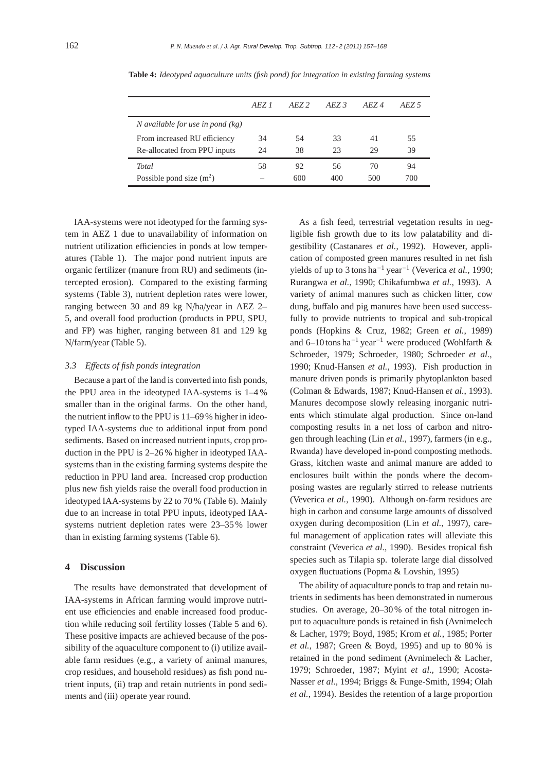**Table 4:** *Ideotyped aquaculture units (fish pond) for integration in existing farming systems*

| | *AEZ 1* | *AEZ 2* | *AEZ 3* | *AEZ 4* | *AEZ 5* |
|---|---|---|---|---|---|
| *N available for use in pond (kg)* | | | | | |
| From increased RU efficiency | 34 | 54 | 33 | 41 | 55 |
| Re-allocated from PPU inputs | 24 | 38 | 23 | 29 | 39 |
| *Total* | 58 | 92 | 56 | 70 | 94 |
| Possible pond size ($m^2$) | – | 600 | 400 | 500 | 700 |

IAA-systems were not ideotyped for the farming system in AEZ 1 due to unavailability of information on nutrient utilization efficiencies in ponds at low temperatures (Table 1). The major pond nutrient inputs are organic fertilizer (manure from RU) and sediments (intercepted erosion). Compared to the existing farming systems (Table 3), nutrient depletion rates were lower, ranging between 30 and 89 kg N/ha/year in AEZ 2–5, and overall food production (products in PPU, SPU, and FP) was higher, ranging between 81 and 129 kg N/farm/year (Table 5).

### *3.3 Effects of fish ponds integration*

Because a part of the land is converted into fish ponds, the PPU area in the ideotyped IAA-systems is 1–4 % smaller than in the original farms. On the other hand, the nutrient inflow to the PPU is 11–69 % higher in ideotyped IAA-systems due to additional input from pond sediments. Based on increased nutrient inputs, crop production in the PPU is 2–26 % higher in ideotyped IAA-systems than in the existing farming systems despite the reduction in PPU land area. Increased crop production plus new fish yields raise the overall food production in ideotyped IAA-systems by 22 to 70 % (Table 6). Mainly due to an increase in total PPU inputs, ideotyped IAA-systems nutrient depletion rates were 23–35 % lower than in existing farming systems (Table 6).

## 4 Discussion

The results have demonstrated that development of IAA-systems in African farming would improve nutrient use efficiencies and enable increased food production while reducing soil fertility losses (Table 5 and 6). These positive impacts are achieved because of the possibility of the aquaculture component to (i) utilize available farm residues (e.g., a variety of animal manures, crop residues, and household residues) as fish pond nutrient inputs, (ii) trap and retain nutrients in pond sediments and (iii) operate year round.

As a fish feed, terrestrial vegetation results in negligible fish growth due to its low palatability and digestibility (Castanares *et al.*, 1992). However, application of composted green manures resulted in net fish yields of up to 3 tons $ha^{-1}$ $year^{-1}$ (Veverica *et al.*, 1990; Rurangwa *et al.*, 1990; Chikafumbwa *et al.*, 1993). A variety of animal manures such as chicken litter, cow dung, buffalo and pig manures have been used successfully to provide nutrients to tropical and sub-tropical ponds (Hopkins & Cruz, 1982; Green *et al.*, 1989) and 6–10 tons $ha^{-1}$ $year^{-1}$ were produced (Wohlfarth & Schroeder, 1979; Schroeder, 1980; Schroeder *et al.*, 1990; Knud-Hansen *et al.*, 1993). Fish production in manure driven ponds is primarily phytoplankton based (Colman & Edwards, 1987; Knud-Hansen *et al.*, 1993). Manures decompose slowly releasing inorganic nutrients which stimulate algal production. Since on-land composting results in a net loss of carbon and nitrogen through leaching (Lin *et al.*, 1997), farmers (in e.g., Rwanda) have developed in-pond composting methods. Grass, kitchen waste and animal manure are added to enclosures built within the ponds where the decomposing wastes are regularly stirred to release nutrients (Veverica *et al.*, 1990). Although on-farm residues are high in carbon and consume large amounts of dissolved oxygen during decomposition (Lin *et al.*, 1997), careful management of application rates will alleviate this constraint (Veverica *et al.*, 1990). Besides tropical fish species such as Tilapia sp. tolerate large dial dissolved oxygen fluctuations (Popma & Lovshin, 1995)

The ability of aquaculture ponds to trap and retain nutrients in sediments has been demonstrated in numerous studies. On average, 20–30 % of the total nitrogen input to aquaculture ponds is retained in fish (Avnimelech & Lacher, 1979; Boyd, 1985; Krom *et al.*, 1985; Porter *et al.*, 1987; Green & Boyd, 1995) and up to 80 % is retained in the pond sediment (Avnimelech & Lacher, 1979; Schroeder, 1987; Myint *et al.*, 1990; Acosta-Nasser *et al.*, 1994; Briggs & Funge-Smith, 1994; Olah *et al.*, 1994). Besides the retention of a large proportion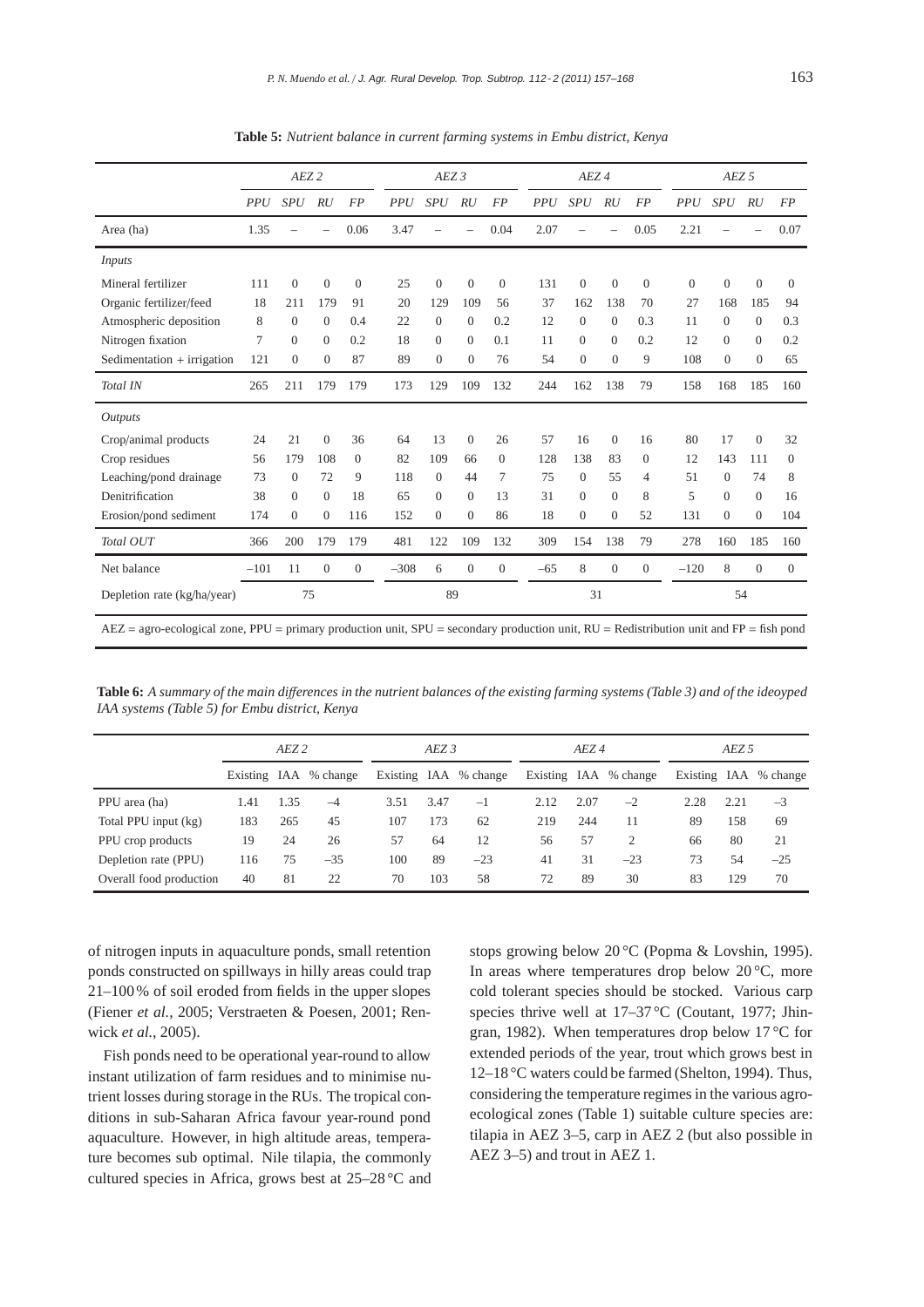**Table 5:** *Nutrient balance in current farming systems in Embu district, Kenya*

| | *AEZ 2* | | | | *AEZ 3* | | | | *AEZ 4* | | | | *AEZ 5* | | | |
|---|---|---|---|---|---|---|---|---|---|---|---|---|---|---|---|---|
| | *PPU* | *SPU* | *RU* | *FP* | *PPU* | *SPU* | *RU* | *FP* | *PPU* | *SPU* | *RU* | *FP* | *PPU* | *SPU* | *RU* | *FP* |
| Area (ha) | 1.35 | – | – | 0.06 | 3.47 | – | – | 0.04 | 2.07 | – | – | 0.05 | 2.21 | – | – | 0.07 |
| *Inputs* | | | | | | | | | | | | | | | | |
| Mineral fertilizer | 111 | 0 | 0 | 0 | 25 | 0 | 0 | 0 | 131 | 0 | 0 | 0 | 0 | 0 | 0 | 0 |
| Organic fertilizer/feed | 18 | 211 | 179 | 91 | 20 | 129 | 109 | 56 | 37 | 162 | 138 | 70 | 27 | 168 | 185 | 94 |
| Atmospheric deposition | 8 | 0 | 0 | 0.4 | 22 | 0 | 0 | 0.2 | 12 | 0 | 0 | 0.3 | 11 | 0 | 0 | 0.3 |
| Nitrogen fixation | 7 | 0 | 0 | 0.2 | 18 | 0 | 0 | 0.1 | 11 | 0 | 0 | 0.2 | 12 | 0 | 0 | 0.2 |
| Sedimentation + irrigation | 121 | 0 | 0 | 87 | 89 | 0 | 0 | 76 | 54 | 0 | 0 | 9 | 108 | 0 | 0 | 65 |
| *Total IN* | 265 | 211 | 179 | 179 | 173 | 129 | 109 | 132 | 244 | 162 | 138 | 79 | 158 | 168 | 185 | 160 |
| *Outputs* | | | | | | | | | | | | | | | | |
| Crop/animal products | 24 | 21 | 0 | 36 | 64 | 13 | 0 | 26 | 57 | 16 | 0 | 16 | 80 | 17 | 0 | 32 |
| Crop residues | 56 | 179 | 108 | 0 | 82 | 109 | 66 | 0 | 128 | 138 | 83 | 0 | 12 | 143 | 111 | 0 |
| Leaching/pond drainage | 73 | 0 | 72 | 9 | 118 | 0 | 44 | 7 | 75 | 0 | 55 | 4 | 51 | 0 | 74 | 8 |
| Denitrification | 38 | 0 | 0 | 18 | 65 | 0 | 0 | 13 | 31 | 0 | 0 | 8 | 5 | 0 | 0 | 16 |
| Erosion/pond sediment | 174 | 0 | 0 | 116 | 152 | 0 | 0 | 86 | 18 | 0 | 0 | 52 | 131 | 0 | 0 | 104 |
| *Total OUT* | 366 | 200 | 179 | 179 | 481 | 122 | 109 | 132 | 309 | 154 | 138 | 79 | 278 | 160 | 185 | 160 |
| Net balance | −101 | 11 | 0 | 0 | −308 | 6 | 0 | 0 | −65 | 8 | 0 | 0 | −120 | 8 | 0 | 0 |
| Depletion rate (kg/ha/year) | | 75 | | | | 89 | | | | 31 | | | | 54 | | |

AEZ = agro-ecological zone, PPU = primary production unit, SPU = secondary production unit, RU = Redistribution unit and FP = fish pond

**Table 6:** *A summary of the main differences in the nutrient balances of the existing farming systems (Table 3) and of the ideoyped IAA systems (Table 5) for Embu district, Kenya*

| | *AEZ 2* | | | *AEZ 3* | | | *AEZ 4* | | | *AEZ 5* | | |
|---|---|---|---|---|---|---|---|---|---|---|---|---|
| | Existing | IAA | % change | Existing | IAA | % change | Existing | IAA | % change | Existing | IAA | % change |
| PPU area (ha) | 1.41 | 1.35 | −4 | 3.51 | 3.47 | −1 | 2.12 | 2.07 | −2 | 2.28 | 2.21 | −3 |
| Total PPU input (kg) | 183 | 265 | 45 | 107 | 173 | 62 | 219 | 244 | 11 | 89 | 158 | 69 |
| PPU crop products | 19 | 24 | 26 | 57 | 64 | 12 | 56 | 57 | 2 | 66 | 80 | 21 |
| Depletion rate (PPU) | 116 | 75 | −35 | 100 | 89 | −23 | 41 | 31 | −23 | 73 | 54 | −25 |
| Overall food production | 40 | 81 | 22 | 70 | 103 | 58 | 72 | 89 | 30 | 83 | 129 | 70 |

of nitrogen inputs in aquaculture ponds, small retention ponds constructed on spillways in hilly areas could trap 21–100% of soil eroded from fields in the upper slopes (Fiener *et al.*, 2005; Verstraeten & Poesen, 2001; Renwick *et al.*, 2005).

Fish ponds need to be operational year-round to allow instant utilization of farm residues and to minimise nutrient losses during storage in the RUs. The tropical conditions in sub-Saharan Africa favour year-round pond aquaculture. However, in high altitude areas, temperature becomes sub optimal. Nile tilapia, the commonly cultured species in Africa, grows best at 25–28 °C and stops growing below 20 °C (Popma & Lovshin, 1995). In areas where temperatures drop below 20 °C, more cold tolerant species should be stocked. Various carp species thrive well at 17–37 °C (Coutant, 1977; Jhingran, 1982). When temperatures drop below 17 °C for extended periods of the year, trout which grows best in 12–18 °C waters could be farmed (Shelton, 1994). Thus, considering the temperature regimes in the various agro-ecological zones (Table 1) suitable culture species are: tilapia in AEZ 3–5, carp in AEZ 2 (but also possible in AEZ 3–5) and trout in AEZ 1.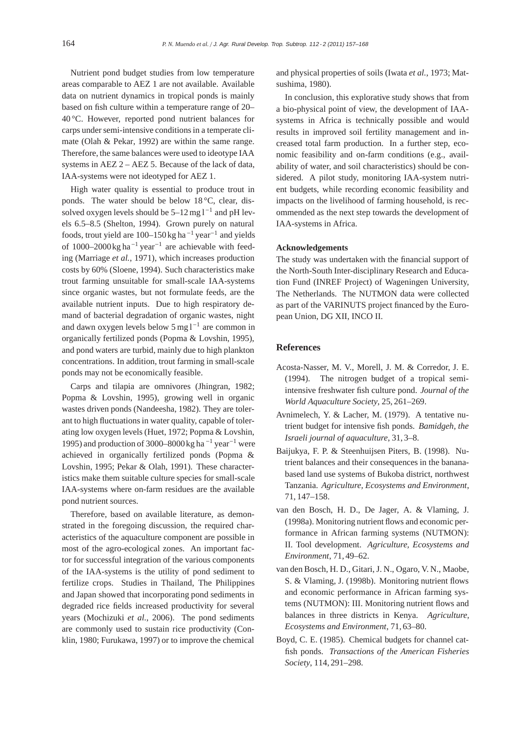Nutrient pond budget studies from low temperature areas comparable to AEZ 1 are not available. Available data on nutrient dynamics in tropical ponds is mainly based on fish culture within a temperature range of 20–40 °C. However, reported pond nutrient balances for carps under semi-intensive conditions in a temperate climate (Olah & Pekar, 1992) are within the same range. Therefore, the same balances were used to ideotype IAA systems in AEZ 2 – AEZ 5. Because of the lack of data, IAA-systems were not ideotyped for AEZ 1.

High water quality is essential to produce trout in ponds. The water should be below 18 °C, clear, dissolved oxygen levels should be 5–12 mg $l^{-1}$ and pH levels 6.5–8.5 (Shelton, 1994). Grown purely on natural foods, trout yield are 100–150 kg $ha^{-1}$ $year^{-1}$ and yields of 1000–2000 kg $ha^{-1}$ $year^{-1}$ are achievable with feeding (Marriage *et al.*, 1971), which increases production costs by 60% (Sloene, 1994). Such characteristics make trout farming unsuitable for small-scale IAA-systems since organic wastes, but not formulate feeds, are the available nutrient inputs. Due to high respiratory demand of bacterial degradation of organic wastes, night and dawn oxygen levels below 5 mg $l^{-1}$ are common in organically fertilized ponds (Popma & Lovshin, 1995), and pond waters are turbid, mainly due to high plankton concentrations. In addition, trout farming in small-scale ponds may not be economically feasible.

Carps and tilapia are omnivores (Jhingran, 1982; Popma & Lovshin, 1995), growing well in organic wastes driven ponds (Nandeesha, 1982). They are tolerant to high fluctuations in water quality, capable of tolerating low oxygen levels (Huet, 1972; Popma & Lovshin, 1995) and production of 3000–8000 kg $ha^{-1}$ $year^{-1}$ were achieved in organically fertilized ponds (Popma & Lovshin, 1995; Pekar & Olah, 1991). These characteristics make them suitable culture species for small-scale IAA-systems where on-farm residues are the available pond nutrient sources.

Therefore, based on available literature, as demonstrated in the foregoing discussion, the required characteristics of the aquaculture component are possible in most of the agro-ecological zones. An important factor for successful integration of the various components of the IAA-systems is the utility of pond sediment to fertilize crops. Studies in Thailand, The Philippines and Japan showed that incorporating pond sediments in degraded rice fields increased productivity for several years (Mochizuki *et al.*, 2006). The pond sediments are commonly used to sustain rice productivity (Conklin, 1980; Furukawa, 1997) or to improve the chemical and physical properties of soils (Iwata *et al.*, 1973; Matsushima, 1980).

In conclusion, this explorative study shows that from a bio-physical point of view, the development of IAA-systems in Africa is technically possible and would results in improved soil fertility management and increased total farm production. In a further step, economic feasibility and on-farm conditions (e.g., availability of water, and soil characteristics) should be considered. A pilot study, monitoring IAA-system nutrient budgets, while recording economic feasibility and impacts on the livelihood of farming household, is recommended as the next step towards the development of IAA-systems in Africa.

### Acknowledgements

The study was undertaken with the financial support of the North-South Inter-disciplinary Research and Education Fund (INREF Project) of Wageningen University, The Netherlands. The NUTMON data were collected as part of the VARINUTS project financed by the European Union, DG XII, INCO II.

## References

Acosta-Nasser, M. V., Morell, J. M. & Corredor, J. E. (1994). The nitrogen budget of a tropical semi-intensive freshwater fish culture pond. *Journal of the World Aquaculture Society*, 25, 261–269.

Avnimelech, Y. & Lacher, M. (1979). A tentative nutrient budget for intensive fish ponds. *Bamidgeh, the Israeli journal of aquaculture*, 31, 3–8.

Baijukya, F. P. & Steenhuijsen Piters, B. (1998). Nutrient balances and their consequences in the banana-based land use systems of Bukoba district, northwest Tanzania. *Agriculture, Ecosystems and Environment*, 71, 147–158.

van den Bosch, H. D., De Jager, A. & Vlaming, J. (1998a). Monitoring nutrient flows and economic performance in African farming systems (NUTMON): II. Tool development. *Agriculture, Ecosystems and Environment*, 71, 49–62.

van den Bosch, H. D., Gitari, J. N., Ogaro, V. N., Maobe, S. & Vlaming, J. (1998b). Monitoring nutrient flows and economic performance in African farming systems (NUTMON): III. Monitoring nutrient flows and balances in three districts in Kenya. *Agriculture, Ecosystems and Environment*, 71, 63–80.

Boyd, C. E. (1985). Chemical budgets for channel catfish ponds. *Transactions of the American Fisheries Society*, 114, 291–298.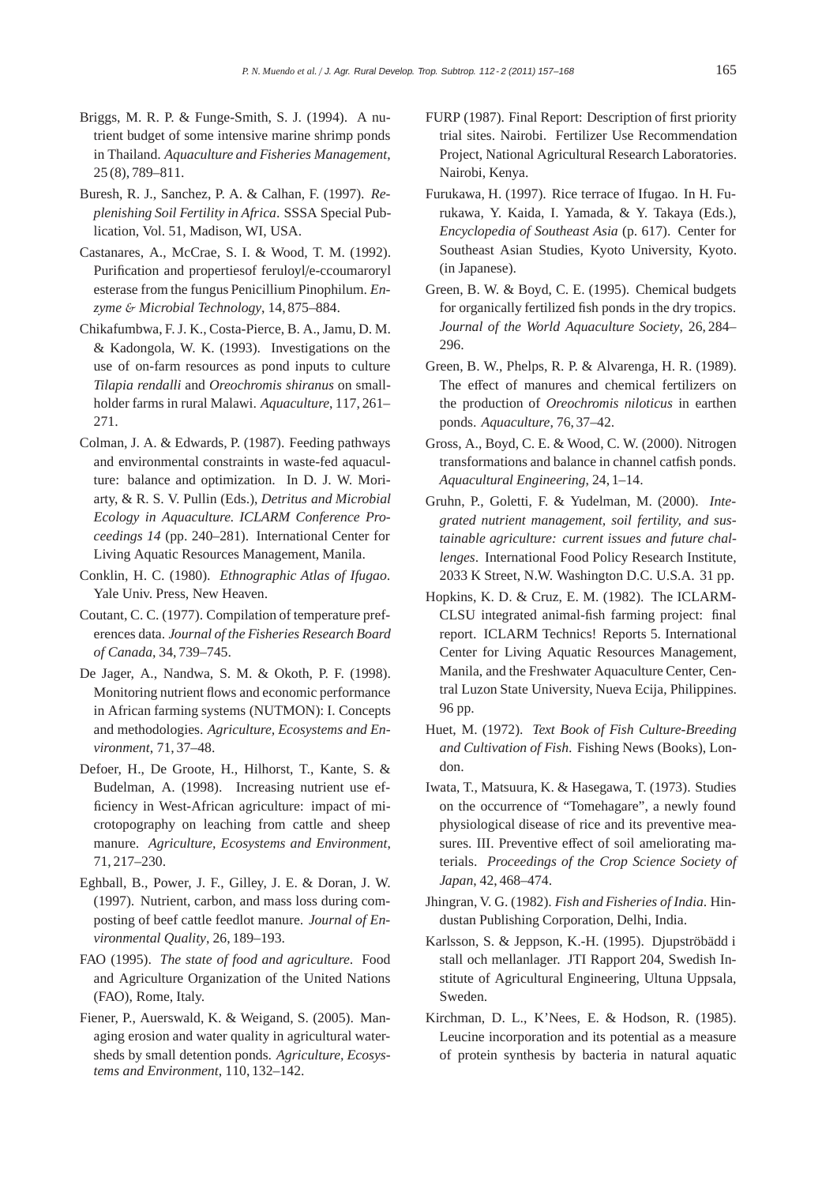Briggs, M. R. P. & Funge-Smith, S. J. (1994). A nutrient budget of some intensive marine shrimp ponds in Thailand. *Aquaculture and Fisheries Management*, 25 (8), 789–811.

Buresh, R. J., Sanchez, P. A. & Calhan, F. (1997). *Replenishing Soil Fertility in Africa*. SSSA Special Publication, Vol. 51, Madison, WI, USA.

Castanares, A., McCrae, S. I. & Wood, T. M. (1992). Purification and propertiesof feruloyl/e-ccoumaroryl esterase from the fungus Penicillium Pinophilum. *Enzyme & Microbial Technology*, 14, 875–884.

Chikafumbwa, F. J. K., Costa-Pierce, B. A., Jamu, D. M. & Kadongola, W. K. (1993). Investigations on the use of on-farm resources as pond inputs to culture *Tilapia rendalli* and *Oreochromis shiranus* on smallholder farms in rural Malawi. *Aquaculture*, 117, 261–271.

Colman, J. A. & Edwards, P. (1987). Feeding pathways and environmental constraints in waste-fed aquaculture: balance and optimization. In D. J. W. Moriarty, & R. S. V. Pullin (Eds.), *Detritus and Microbial Ecology in Aquaculture. ICLARM Conference Proceedings 14* (pp. 240–281). International Center for Living Aquatic Resources Management, Manila.

Conklin, H. C. (1980). *Ethnographic Atlas of Ifugao*. Yale Univ. Press, New Heaven.

Coutant, C. C. (1977). Compilation of temperature preferences data. *Journal of the Fisheries Research Board of Canada*, 34, 739–745.

De Jager, A., Nandwa, S. M. & Okoth, P. F. (1998). Monitoring nutrient flows and economic performance in African farming systems (NUTMON): I. Concepts and methodologies. *Agriculture, Ecosystems and Environment*, 71, 37–48.

Defoer, H., De Groote, H., Hilhorst, T., Kante, S. & Budelman, A. (1998). Increasing nutrient use efficiency in West-African agriculture: impact of microtopography on leaching from cattle and sheep manure. *Agriculture, Ecosystems and Environment*, 71, 217–230.

Eghball, B., Power, J. F., Gilley, J. E. & Doran, J. W. (1997). Nutrient, carbon, and mass loss during composting of beef cattle feedlot manure. *Journal of Environmental Quality*, 26, 189–193.

FAO (1995). *The state of food and agriculture*. Food and Agriculture Organization of the United Nations (FAO), Rome, Italy.

Fiener, P., Auerswald, K. & Weigand, S. (2005). Managing erosion and water quality in agricultural watersheds by small detention ponds. *Agriculture, Ecosystems and Environment*, 110, 132–142.

FURP (1987). Final Report: Description of first priority trial sites. Nairobi. Fertilizer Use Recommendation Project, National Agricultural Research Laboratories. Nairobi, Kenya.

Furukawa, H. (1997). Rice terrace of Ifugao. In H. Furukawa, Y. Kaida, I. Yamada, & Y. Takaya (Eds.), *Encyclopedia of Southeast Asia* (p. 617). Center for Southeast Asian Studies, Kyoto University, Kyoto. (in Japanese).

Green, B. W. & Boyd, C. E. (1995). Chemical budgets for organically fertilized fish ponds in the dry tropics. *Journal of the World Aquaculture Society*, 26, 284–296.

Green, B. W., Phelps, R. P. & Alvarenga, H. R. (1989). The effect of manures and chemical fertilizers on the production of *Oreochromis niloticus* in earthen ponds. *Aquaculture*, 76, 37–42.

Gross, A., Boyd, C. E. & Wood, C. W. (2000). Nitrogen transformations and balance in channel catfish ponds. *Aquacultural Engineering*, 24, 1–14.

Gruhn, P., Goletti, F. & Yudelman, M. (2000). *Integrated nutrient management, soil fertility, and sustainable agriculture: current issues and future challenges*. International Food Policy Research Institute, 2033 K Street, N.W. Washington D.C. U.S.A. 31 pp.

Hopkins, K. D. & Cruz, E. M. (1982). The ICLARM-CLSU integrated animal-fish farming project: final report. ICLARM Technics! Reports 5. International Center for Living Aquatic Resources Management, Manila, and the Freshwater Aquaculture Center, Central Luzon State University, Nueva Ecija, Philippines. 96 pp.

Huet, M. (1972). *Text Book of Fish Culture-Breeding and Cultivation of Fish*. Fishing News (Books), London.

Iwata, T., Matsuura, K. & Hasegawa, T. (1973). Studies on the occurrence of "Tomehagare", a newly found physiological disease of rice and its preventive measures. III. Preventive effect of soil ameliorating materials. *Proceedings of the Crop Science Society of Japan*, 42, 468–474.

Jhingran, V. G. (1982). *Fish and Fisheries of India*. Hindustan Publishing Corporation, Delhi, India.

Karlsson, S. & Jeppson, K.-H. (1995). Djupströbädd i stall och mellanlager. JTI Rapport 204, Swedish Institute of Agricultural Engineering, Ultuna Uppsala, Sweden.

Kirchman, D. L., K'Nees, E. & Hodson, R. (1985). Leucine incorporation and its potential as a measure of protein synthesis by bacteria in natural aquatic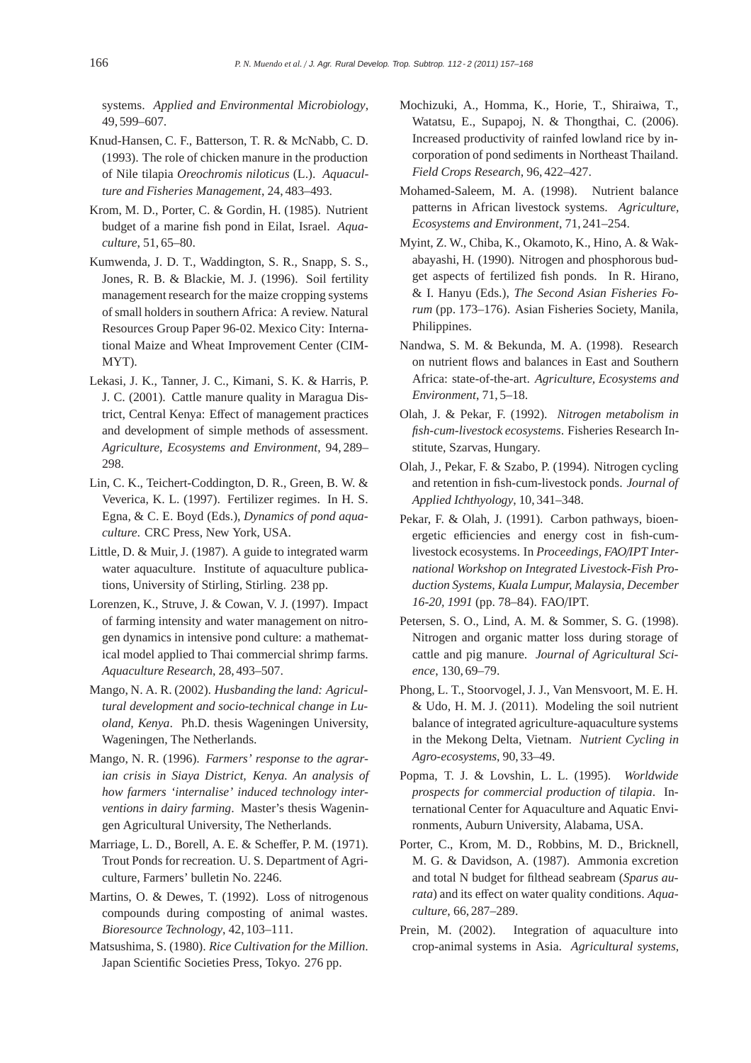systems. *Applied and Environmental Microbiology*, 49, 599–607.

Knud-Hansen, C. F., Batterson, T. R. & McNabb, C. D. (1993). The role of chicken manure in the production of Nile tilapia *Oreochromis niloticus* (L.). *Aquaculture and Fisheries Management*, 24, 483–493.

Krom, M. D., Porter, C. & Gordin, H. (1985). Nutrient budget of a marine fish pond in Eilat, Israel. *Aquaculture*, 51, 65–80.

Kumwenda, J. D. T., Waddington, S. R., Snapp, S. S., Jones, R. B. & Blackie, M. J. (1996). Soil fertility management research for the maize cropping systems of small holders in southern Africa: A review. Natural Resources Group Paper 96-02. Mexico City: International Maize and Wheat Improvement Center (CIMMYT).

Lekasi, J. K., Tanner, J. C., Kimani, S. K. & Harris, P. J. C. (2001). Cattle manure quality in Maragua District, Central Kenya: Effect of management practices and development of simple methods of assessment. *Agriculture, Ecosystems and Environment*, 94, 289–298.

Lin, C. K., Teichert-Coddington, D. R., Green, B. W. & Veverica, K. L. (1997). Fertilizer regimes. In H. S. Egna, & C. E. Boyd (Eds.), *Dynamics of pond aquaculture*. CRC Press, New York, USA.

Little, D. & Muir, J. (1987). A guide to integrated warm water aquaculture. Institute of aquaculture publications, University of Stirling, Stirling. 238 pp.

Lorenzen, K., Struve, J. & Cowan, V. J. (1997). Impact of farming intensity and water management on nitrogen dynamics in intensive pond culture: a mathematical model applied to Thai commercial shrimp farms. *Aquaculture Research*, 28, 493–507.

Mango, N. A. R. (2002). *Husbanding the land: Agricultural development and socio-technical change in Luoland, Kenya*. Ph.D. thesis Wageningen University, Wageningen, The Netherlands.

Mango, N. R. (1996). *Farmers' response to the agrarian crisis in Siaya District, Kenya. An analysis of how farmers 'internalise' induced technology interventions in dairy farming*. Master's thesis Wageningen Agricultural University, The Netherlands.

Marriage, L. D., Borell, A. E. & Scheffer, P. M. (1971). Trout Ponds for recreation. U. S. Department of Agriculture, Farmers' bulletin No. 2246.

Martins, O. & Dewes, T. (1992). Loss of nitrogenous compounds during composting of animal wastes. *Bioresource Technology*, 42, 103–111.

Matsushima, S. (1980). *Rice Cultivation for the Million*. Japan Scientific Societies Press, Tokyo. 276 pp.

Mochizuki, A., Homma, K., Horie, T., Shiraiwa, T., Watatsu, E., Supapoj, N. & Thongthai, C. (2006). Increased productivity of rainfed lowland rice by incorporation of pond sediments in Northeast Thailand. *Field Crops Research*, 96, 422–427.

Mohamed-Saleem, M. A. (1998). Nutrient balance patterns in African livestock systems. *Agriculture, Ecosystems and Environment*, 71, 241–254.

Myint, Z. W., Chiba, K., Okamoto, K., Hino, A. & Wakabayashi, H. (1990). Nitrogen and phosphorous budget aspects of fertilized fish ponds. In R. Hirano, & I. Hanyu (Eds.), *The Second Asian Fisheries Forum* (pp. 173–176). Asian Fisheries Society, Manila, Philippines.

Nandwa, S. M. & Bekunda, M. A. (1998). Research on nutrient flows and balances in East and Southern Africa: state-of-the-art. *Agriculture, Ecosystems and Environment*, 71, 5–18.

Olah, J. & Pekar, F. (1992). *Nitrogen metabolism in fish-cum-livestock ecosystems*. Fisheries Research Institute, Szarvas, Hungary.

Olah, J., Pekar, F. & Szabo, P. (1994). Nitrogen cycling and retention in fish-cum-livestock ponds. *Journal of Applied Ichthyology*, 10, 341–348.

Pekar, F. & Olah, J. (1991). Carbon pathways, bioenergetic efficiencies and energy cost in fish-cum-livestock ecosystems. In *Proceedings, FAO/IPT International Workshop on Integrated Livestock-Fish Production Systems, Kuala Lumpur, Malaysia, December 16-20, 1991* (pp. 78–84). FAO/IPT.

Petersen, S. O., Lind, A. M. & Sommer, S. G. (1998). Nitrogen and organic matter loss during storage of cattle and pig manure. *Journal of Agricultural Science*, 130, 69–79.

Phong, L. T., Stoorvogel, J. J., Van Mensvoort, M. E. H. & Udo, H. M. J. (2011). Modeling the soil nutrient balance of integrated agriculture-aquaculture systems in the Mekong Delta, Vietnam. *Nutrient Cycling in Agro-ecosystems*, 90, 33–49.

Popma, T. J. & Lovshin, L. L. (1995). *Worldwide prospects for commercial production of tilapia*. International Center for Aquaculture and Aquatic Environments, Auburn University, Alabama, USA.

Porter, C., Krom, M. D., Robbins, M. D., Bricknell, M. G. & Davidson, A. (1987). Ammonia excretion and total N budget for filthead seabream (*Sparus aurata*) and its effect on water quality conditions. *Aquaculture*, 66, 287–289.

Prein, M. (2002). Integration of aquaculture into crop-animal systems in Asia. *Agricultural systems*,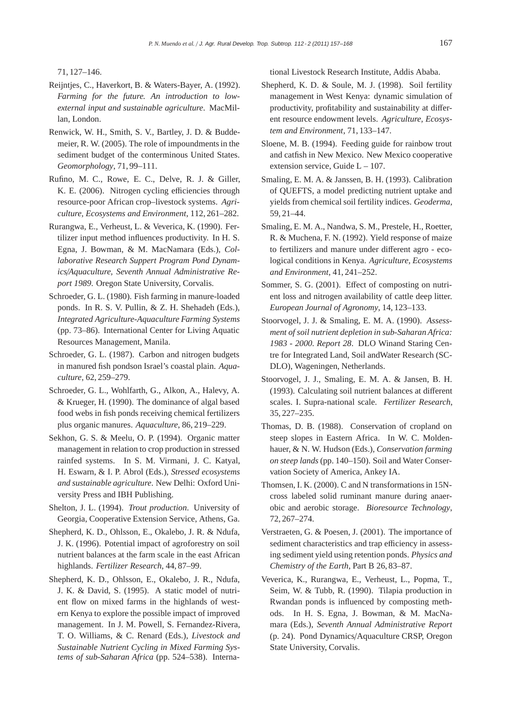71, 127–146.

Reijntjes, C., Haverkort, B. & Waters-Bayer, A. (1992). *Farming for the future. An introduction to low-external input and sustainable agriculture*. MacMillan, London.

Renwick, W. H., Smith, S. V., Bartley, J. D. & Buddemeier, R. W. (2005). The role of impoundments in the sediment budget of the conterminous United States. *Geomorphology*, 71, 99–111.

Rufino, M. C., Rowe, E. C., Delve, R. J. & Giller, K. E. (2006). Nitrogen cycling efficiencies through resource-poor African crop–livestock systems. *Agriculture, Ecosystems and Environment*, 112, 261–282.

Rurangwa, E., Verheust, L. & Veverica, K. (1990). Fertilizer input method influences productivity. In H. S. Egna, J. Bowman, & M. MacNamara (Eds.), *Collaborative Research Suppert Program Pond Dynamics/Aquaculture, Seventh Annual Administrative Report 1989*. Oregon State University, Corvalis.

Schroeder, G. L. (1980). Fish farming in manure-loaded ponds. In R. S. V. Pullin, & Z. H. Shehadeh (Eds.), *Integrated Agriculture-Aquaculture Farming Systems* (pp. 73–86). International Center for Living Aquatic Resources Management, Manila.

Schroeder, G. L. (1987). Carbon and nitrogen budgets in manured fish pondson Israel's coastal plain. *Aquaculture*, 62, 259–279.

Schroeder, G. L., Wohlfarth, G., Alkon, A., Halevy, A. & Krueger, H. (1990). The dominance of algal based food webs in fish ponds receiving chemical fertilizers plus organic manures. *Aquaculture*, 86, 219–229.

Sekhon, G. S. & Meelu, O. P. (1994). Organic matter management in relation to crop production in stressed rainfed systems. In S. M. Virmani, J. C. Katyal, H. Eswarn, & I. P. Abrol (Eds.), *Stressed ecosystems and sustainable agriculture*. New Delhi: Oxford University Press and IBH Publishing.

Shelton, J. L. (1994). *Trout production*. University of Georgia, Cooperative Extension Service, Athens, Ga.

Shepherd, K. D., Ohlsson, E., Okalebo, J. R. & Ndufa, J. K. (1996). Potential impact of agroforestry on soil nutrient balances at the farm scale in the east African highlands. *Fertilizer Research*, 44, 87–99.

Shepherd, K. D., Ohlsson, E., Okalebo, J. R., Ndufa, J. K. & David, S. (1995). A static model of nutrient flow on mixed farms in the highlands of western Kenya to explore the possible impact of improved management. In J. M. Powell, S. Fernandez-Rivera, T. O. Williams, & C. Renard (Eds.), *Livestock and Sustainable Nutrient Cycling in Mixed Farming Systems of sub-Saharan Africa* (pp. 524–538). International Livestock Research Institute, Addis Ababa.

Shepherd, K. D. & Soule, M. J. (1998). Soil fertility management in West Kenya: dynamic simulation of productivity, profitability and sustainability at different resource endowment levels. *Agriculture, Ecosystem and Environment*, 71, 133–147.

Sloene, M. B. (1994). Feeding guide for rainbow trout and catfish in New Mexico. New Mexico cooperative extension service, Guide L – 107.

Smaling, E. M. A. & Janssen, B. H. (1993). Calibration of QUEFTS, a model predicting nutrient uptake and yields from chemical soil fertility indices. *Geoderma*, 59, 21–44.

Smaling, E. M. A., Nandwa, S. M., Prestele, H., Roetter, R. & Muchena, F. N. (1992). Yield response of maize to fertilizers and manure under different agro - ecological conditions in Kenya. *Agriculture, Ecosystems and Environment*, 41, 241–252.

Sommer, S. G. (2001). Effect of composting on nutrient loss and nitrogen availability of cattle deep litter. *European Journal of Agronomy*, 14, 123–133.

Stoorvogel, J. J. & Smaling, E. M. A. (1990). *Assessment of soil nutrient depletion in sub-Saharan Africa: 1983 - 2000. Report 28*. DLO Winand Staring Centre for Integrated Land, Soil andWater Research (SC-DLO), Wageningen, Netherlands.

Stoorvogel, J. J., Smaling, E. M. A. & Jansen, B. H. (1993). Calculating soil nutrient balances at different scales. I. Supra-national scale. *Fertilizer Research*, 35, 227–235.

Thomas, D. B. (1988). Conservation of cropland on steep slopes in Eastern Africa. In W. C. Moldenhauer, & N. W. Hudson (Eds.), *Conservation farming on steep lands* (pp. 140–150). Soil and Water Conservation Society of America, Ankey IA.

Thomsen, I. K. (2000). C and N transformations in 15N-cross labeled solid ruminant manure during anaerobic and aerobic storage. *Bioresource Technology*, 72, 267–274.

Verstraeten, G. & Poesen, J. (2001). The importance of sediment characteristics and trap efficiency in assessing sediment yield using retention ponds. *Physics and Chemistry of the Earth*, Part B 26, 83–87.

Veverica, K., Rurangwa, E., Verheust, L., Popma, T., Seim, W. & Tubb, R. (1990). Tilapia production in Rwandan ponds is influenced by composting methods. In H. S. Egna, J. Bowman, & M. MacNamara (Eds.), *Seventh Annual Administrative Report* (p. 24). Pond Dynamics/Aquaculture CRSP, Oregon State University, Corvalis.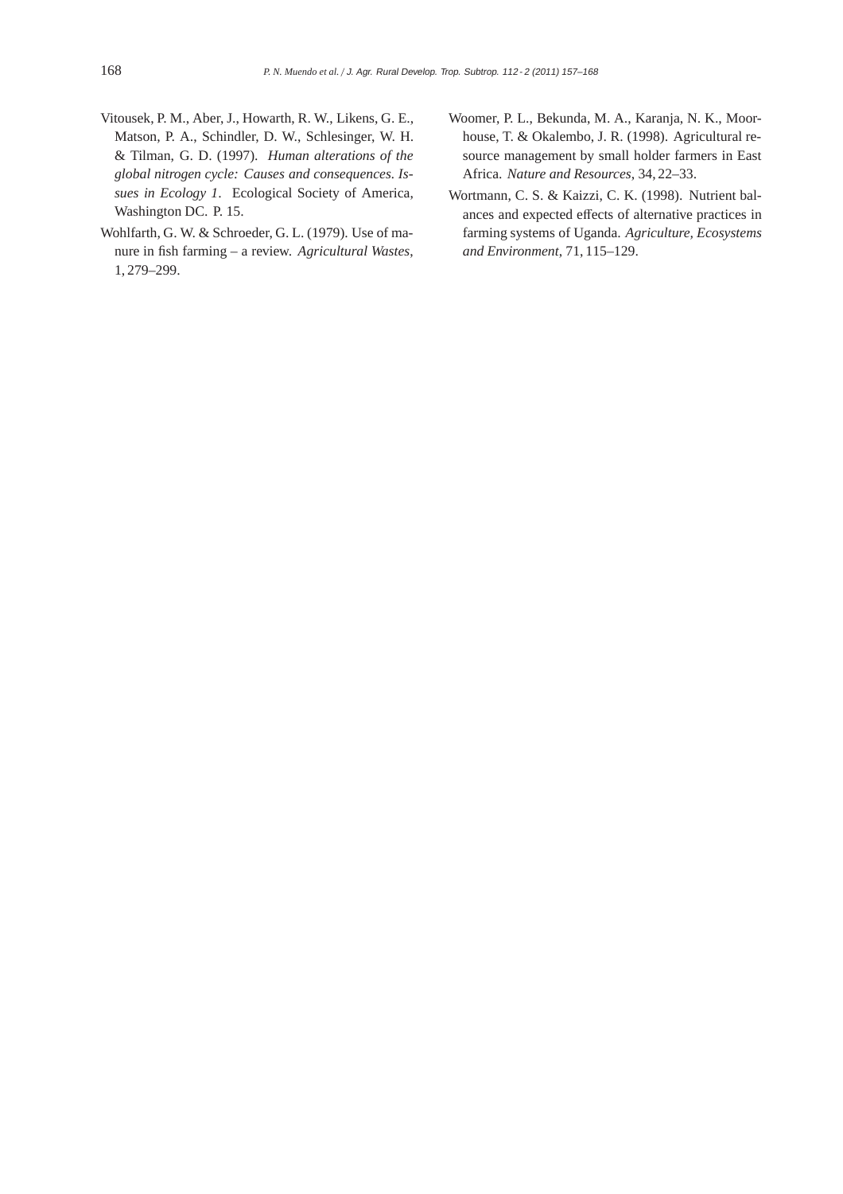Vitousek, P. M., Aber, J., Howarth, R. W., Likens, G. E., Matson, P. A., Schindler, D. W., Schlesinger, W. H. & Tilman, G. D. (1997). *Human alterations of the global nitrogen cycle: Causes and consequences. Issues in Ecology 1*. Ecological Society of America, Washington DC. P. 15.

Wohlfarth, G. W. & Schroeder, G. L. (1979). Use of manure in fish farming – a review. *Agricultural Wastes*, 1, 279–299.

Woomer, P. L., Bekunda, M. A., Karanja, N. K., Moorhouse, T. & Okalembo, J. R. (1998). Agricultural resource management by small holder farmers in East Africa. *Nature and Resources*, 34, 22–33.

Wortmann, C. S. & Kaizzi, C. K. (1998). Nutrient balances and expected effects of alternative practices in farming systems of Uganda. *Agriculture, Ecosystems and Environment*, 71, 115–129.